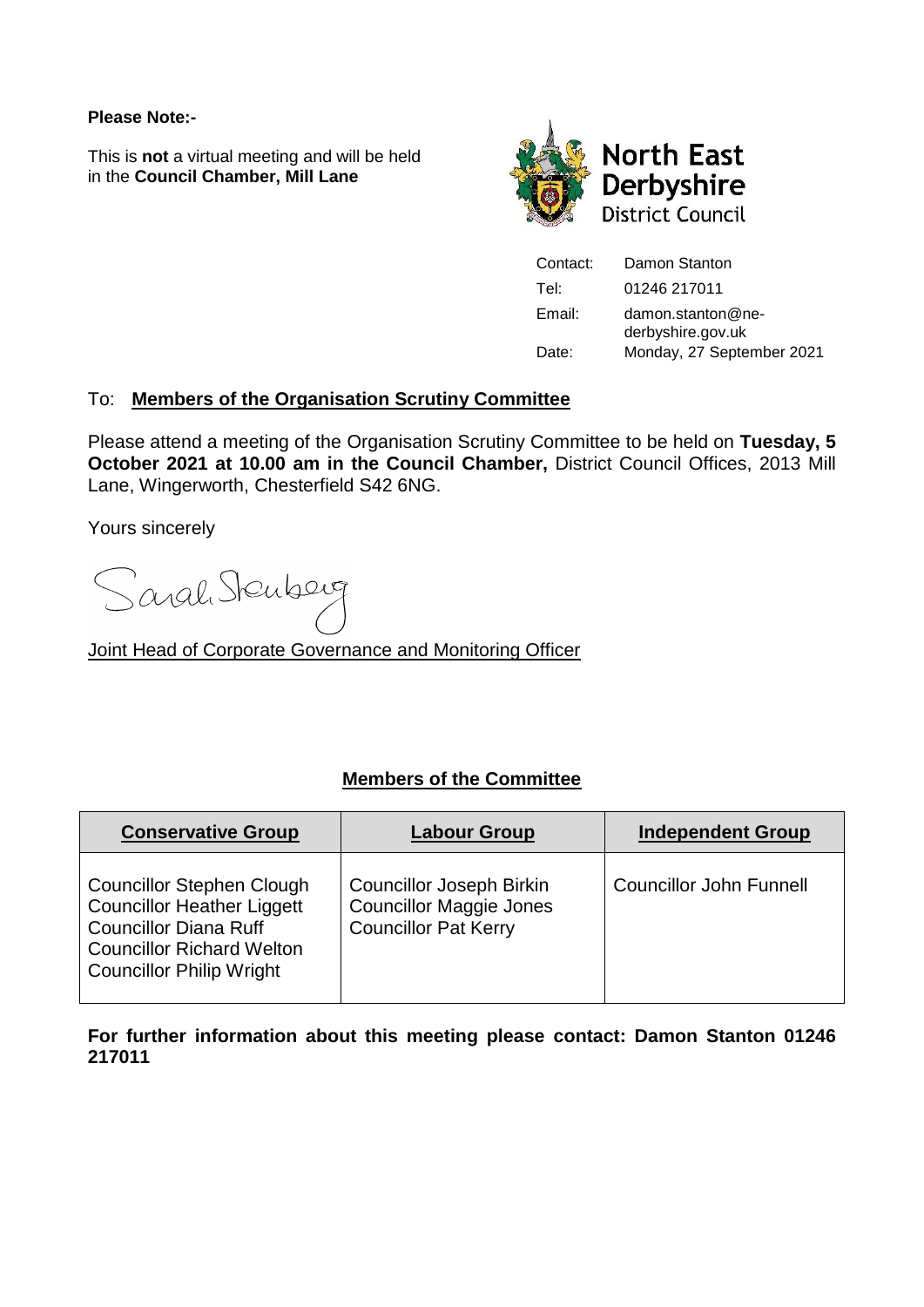**Please Note:-**

This is **not** a virtual meeting and will be held in the **Council Chamber, Mill Lane**

North East Derbyshire District Council

| | |
|---|---|
| Contact: | Damon Stanton |
| Tel: | 01246 217011 |
| Email: | damon.stanton@ne-derbyshire.gov.uk |
| Date: | Monday, 27 September 2021 |

To: **Members of the Organisation Scrutiny Committee**

Please attend a meeting of the Organisation Scrutiny Committee to be held on **Tuesday, 5 October 2021 at 10.00 am in the Council Chamber,** District Council Offices, 2013 Mill Lane, Wingerworth, Chesterfield S42 6NG.

Yours sincerely

Sarah Sternberg

Joint Head of Corporate Governance and Monitoring Officer

## Members of the Committee

| Conservative Group | Labour Group | Independent Group |
|---|---|---|
| Councillor Stephen Clough<br>Councillor Heather Liggett<br>Councillor Diana Ruff<br>Councillor Richard Welton<br>Councillor Philip Wright | Councillor Joseph Birkin<br>Councillor Maggie Jones<br>Councillor Pat Kerry | Councillor John Funnell |

**For further information about this meeting please contact: Damon Stanton 01246 217011**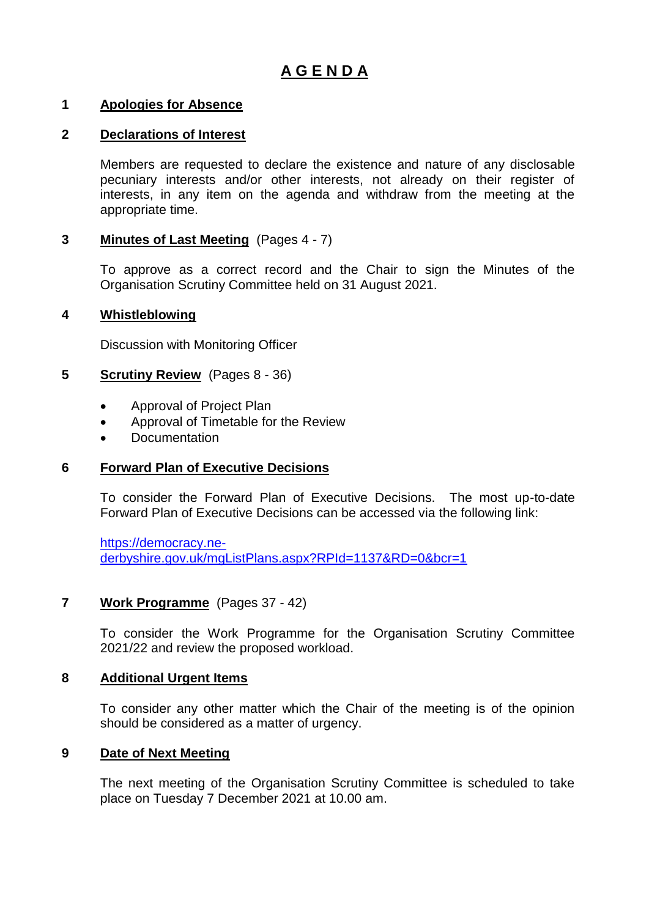# A G E N D A

## 1 Apologies for Absence

## 2 Declarations of Interest

Members are requested to declare the existence and nature of any disclosable pecuniary interests and/or other interests, not already on their register of interests, in any item on the agenda and withdraw from the meeting at the appropriate time.

## 3 Minutes of Last Meeting (Pages 4 - 7)

To approve as a correct record and the Chair to sign the Minutes of the Organisation Scrutiny Committee held on 31 August 2021.

## 4 Whistleblowing

Discussion with Monitoring Officer

## 5 Scrutiny Review (Pages 8 - 36)

- Approval of Project Plan
- Approval of Timetable for the Review
- Documentation

## 6 Forward Plan of Executive Decisions

To consider the Forward Plan of Executive Decisions. The most up-to-date Forward Plan of Executive Decisions can be accessed via the following link:

[https://democracy.ne-derbyshire.gov.uk/mgListPlans.aspx?RPId=1137&RD=0&bcr=1](https://democracy.ne-derbyshire.gov.uk/mgListPlans.aspx?RPId=1137&RD=0&bcr=1)

## 7 Work Programme (Pages 37 - 42)

To consider the Work Programme for the Organisation Scrutiny Committee 2021/22 and review the proposed workload.

## 8 Additional Urgent Items

To consider any other matter which the Chair of the meeting is of the opinion should be considered as a matter of urgency.

## 9 Date of Next Meeting

The next meeting of the Organisation Scrutiny Committee is scheduled to take place on Tuesday 7 December 2021 at 10.00 am.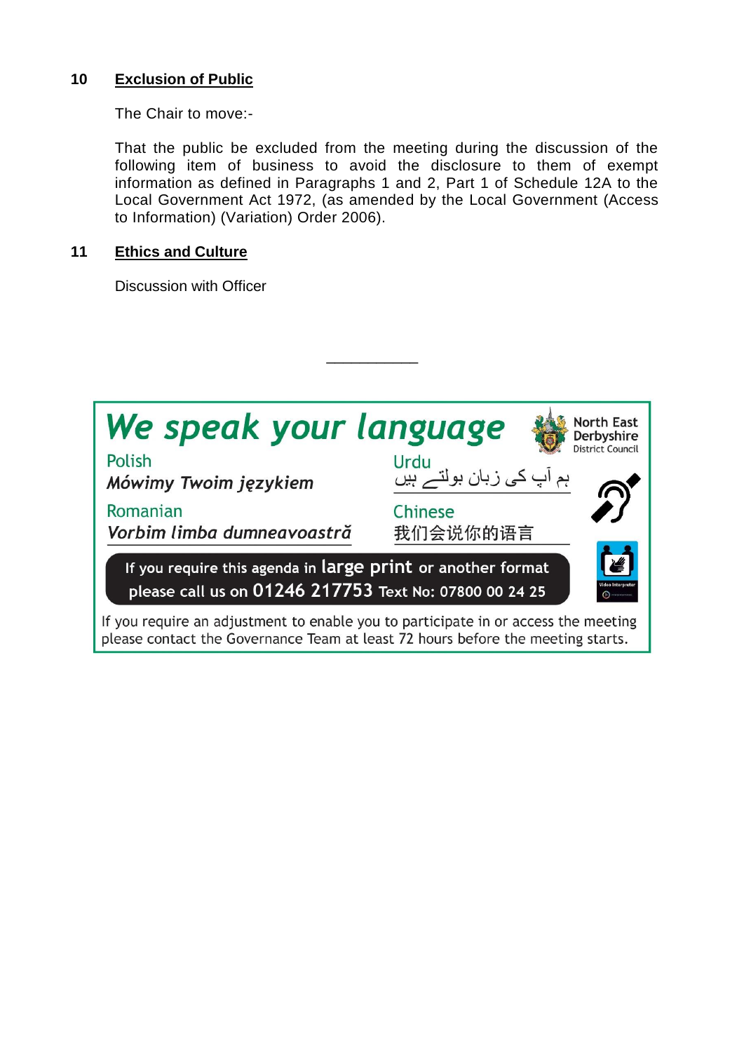## 10 Exclusion of Public

The Chair to move:-

That the public be excluded from the meeting during the discussion of the following item of business to avoid the disclosure to them of exempt information as defined in Paragraphs 1 and 2, Part 1 of Schedule 12A to the Local Government Act 1972, (as amended by the Local Government (Access to Information) (Variation) Order 2006).

## 11 Ethics and Culture

Discussion with Officer

---

**We speak your language**

North East Derbyshire District Council

Polish
*Mówimy Twoim językiem*

Urdu
ہم آپ کی زبان بولتے ہیں

Romanian
*Vorbim limba dumneavoastră*

Chinese
我们会说你的语言

**If you require this agenda in large print or another format please call us on 01246 217753 Text No: 07800 00 24 25**

Video Interpreter

If you require an adjustment to enable you to participate in or access the meeting please contact the Governance Team at least 72 hours before the meeting starts.